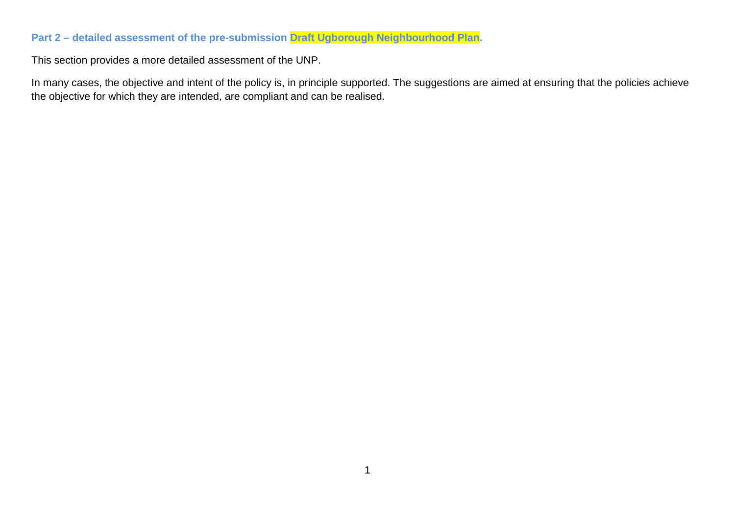## Part 2 – detailed assessment of the pre-submission Draft Ugborough Neighbourhood Plan.

This section provides a more detailed assessment of the UNP.

In many cases, the objective and intent of the policy is, in principle supported. The suggestions are aimed at ensuring that the policies achieve the objective for which they are intended, are compliant and can be realised.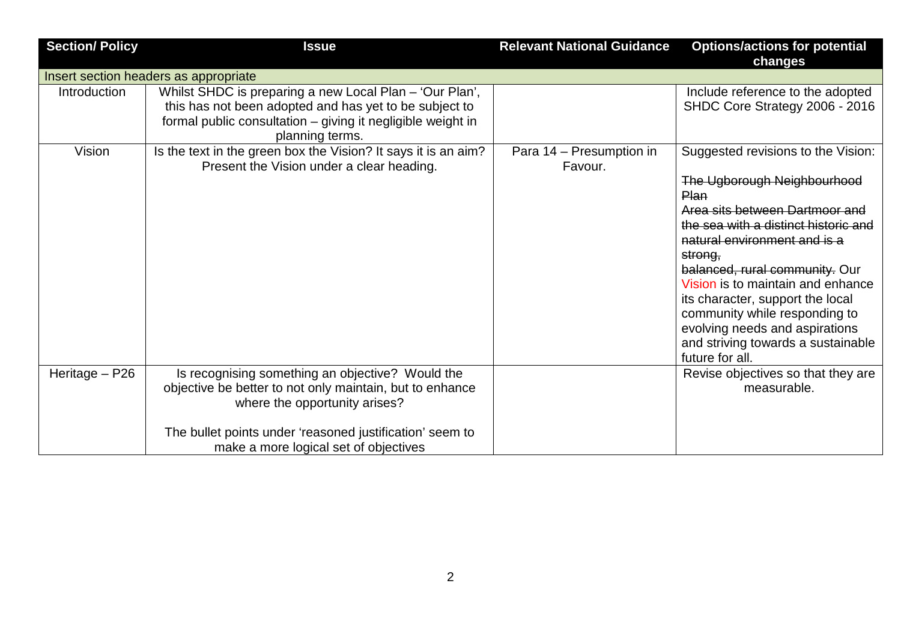| Section/ Policy | Issue | Relevant National Guidance | Options/actions for potential changes |
|---|---|---|---|
| Insert section headers as appropriate | | | |
| Introduction | Whilst SHDC is preparing a new Local Plan – 'Our Plan', this has not been adopted and has yet to be subject to formal public consultation – giving it negligible weight in planning terms. | | Include reference to the adopted SHDC Core Strategy 2006 - 2016 |
| Vision | Is the text in the green box the Vision? It says it is an aim? Present the Vision under a clear heading. | Para 14 – Presumption in Favour. | Suggested revisions to the Vision:<br><br>~~The Ugborough Neighbourhood Plan~~<br>~~Area sits between Dartmoor and the sea with a distinct historic and natural environment and is a strong,~~<br>~~balanced, rural community.~~ Our Vision is to maintain and enhance its character, support the local community while responding to evolving needs and aspirations and striving towards a sustainable future for all. |
| Heritage – P26 | Is recognising something an objective? Would the objective be better to not only maintain, but to enhance where the opportunity arises?<br><br>The bullet points under 'reasoned justification' seem to make a more logical set of objectives | | Revise objectives so that they are measurable. |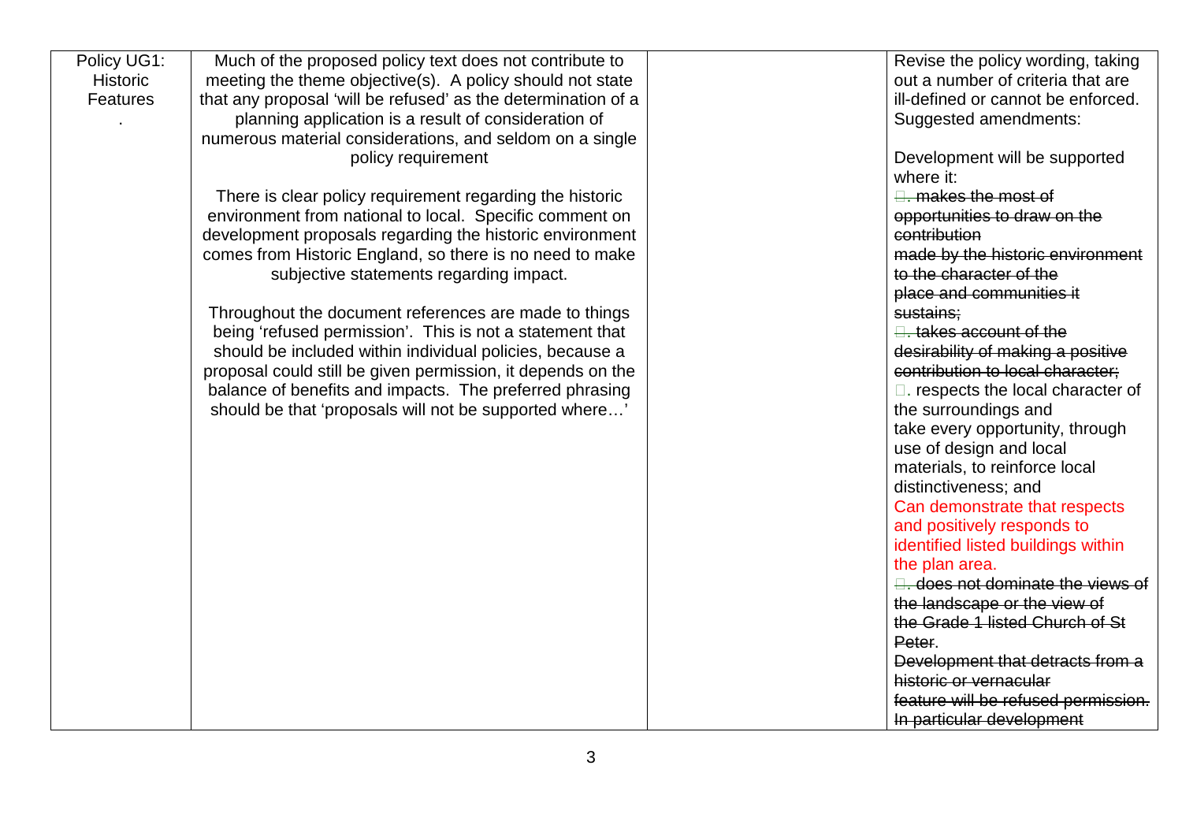| Policy UG1: Historic Features . | Much of the proposed policy text does not contribute to meeting the theme objective(s). A policy should not state that any proposal 'will be refused' as the determination of a planning application is a result of consideration of numerous material considerations, and seldom on a single policy requirement<br><br>There is clear policy requirement regarding the historic environment from national to local. Specific comment on development proposals regarding the historic environment comes from Historic England, so there is no need to make subjective statements regarding impact.<br><br>Throughout the document references are made to things being 'refused permission'. This is not a statement that should be included within individual policies, because a proposal could still be given permission, it depends on the balance of benefits and impacts. The preferred phrasing should be that 'proposals will not be supported where…' | | Revise the policy wording, taking out a number of criteria that are ill-defined or cannot be enforced. Suggested amendments:<br><br>Development will be supported where it:<br>~~. makes the most of opportunities to draw on the contribution made by the historic environment to the character of the place and communities it sustains;~~<br>~~. takes account of the desirability of making a positive contribution to local character;~~<br>. respects the local character of the surroundings and take every opportunity, through use of design and local materials, to reinforce local distinctiveness; and<br>Can demonstrate that respects and positively responds to identified listed buildings within the plan area.<br>~~. does not dominate the views of the landscape or the view of the Grade 1 listed Church of St Peter~~.<br>~~Development that detracts from a historic or vernacular feature will be refused permission. In particular development~~ |
|---|---|---|---|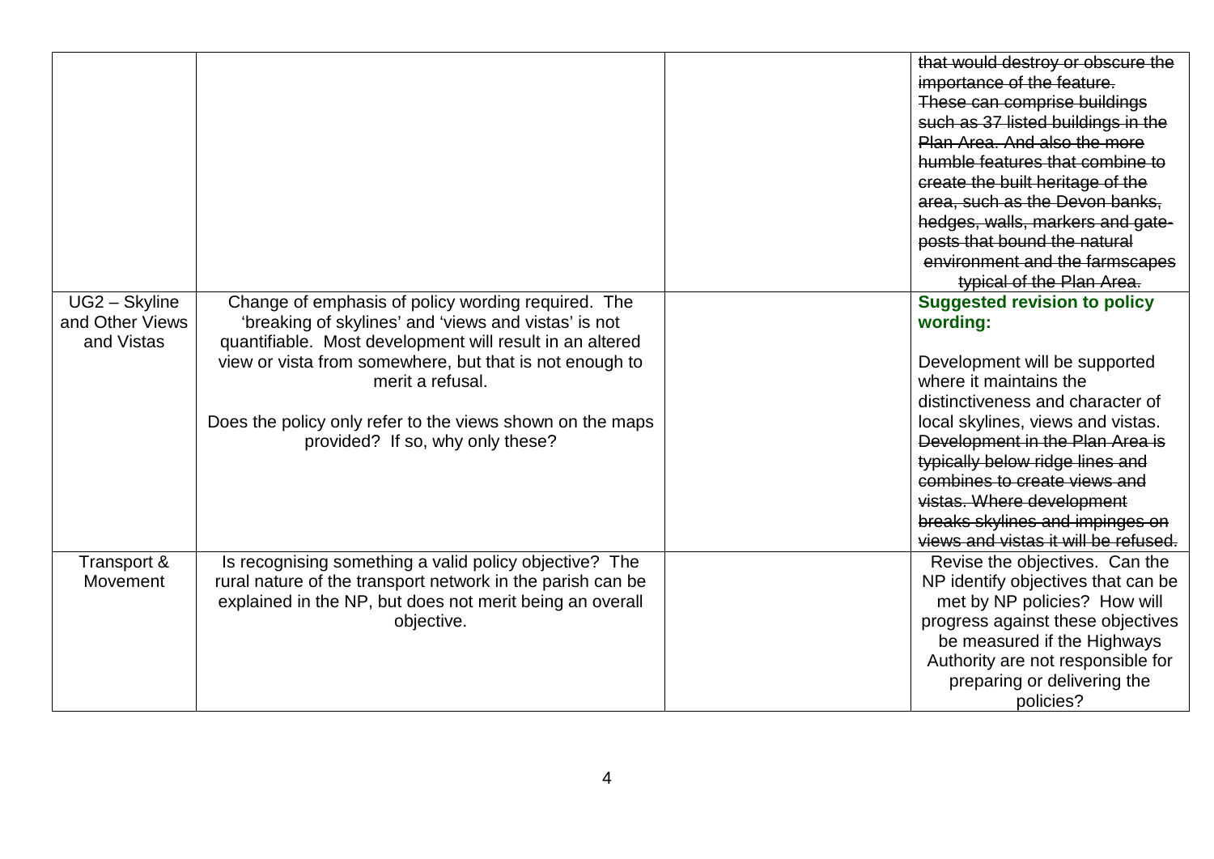| | | | |
|---|---|---|---|
| | | | ~~that would destroy or obscure the importance of the feature. These can comprise buildings such as 37 listed buildings in the Plan Area. And also the more humble features that combine to create the built heritage of the area, such as the Devon banks, hedges, walls, markers and gate-posts that bound the natural environment and the farmscapes typical of the Plan Area.~~ |
| UG2 – Skyline and Other Views and Vistas | Change of emphasis of policy wording required. The 'breaking of skylines' and 'views and vistas' is not quantifiable. Most development will result in an altered view or vista from somewhere, but that is not enough to merit a refusal.<br><br>Does the policy only refer to the views shown on the maps provided? If so, why only these? | | **Suggested revision to policy wording:**<br><br>Development will be supported where it maintains the distinctiveness and character of local skylines, views and vistas. ~~Development in the Plan Area is typically below ridge lines and combines to create views and vistas. Where development breaks skylines and impinges on views and vistas it will be refused.~~ |
| Transport & Movement | Is recognising something a valid policy objective? The rural nature of the transport network in the parish can be explained in the NP, but does not merit being an overall objective. | | Revise the objectives. Can the NP identify objectives that can be met by NP policies? How will progress against these objectives be measured if the Highways Authority are not responsible for preparing or delivering the policies? |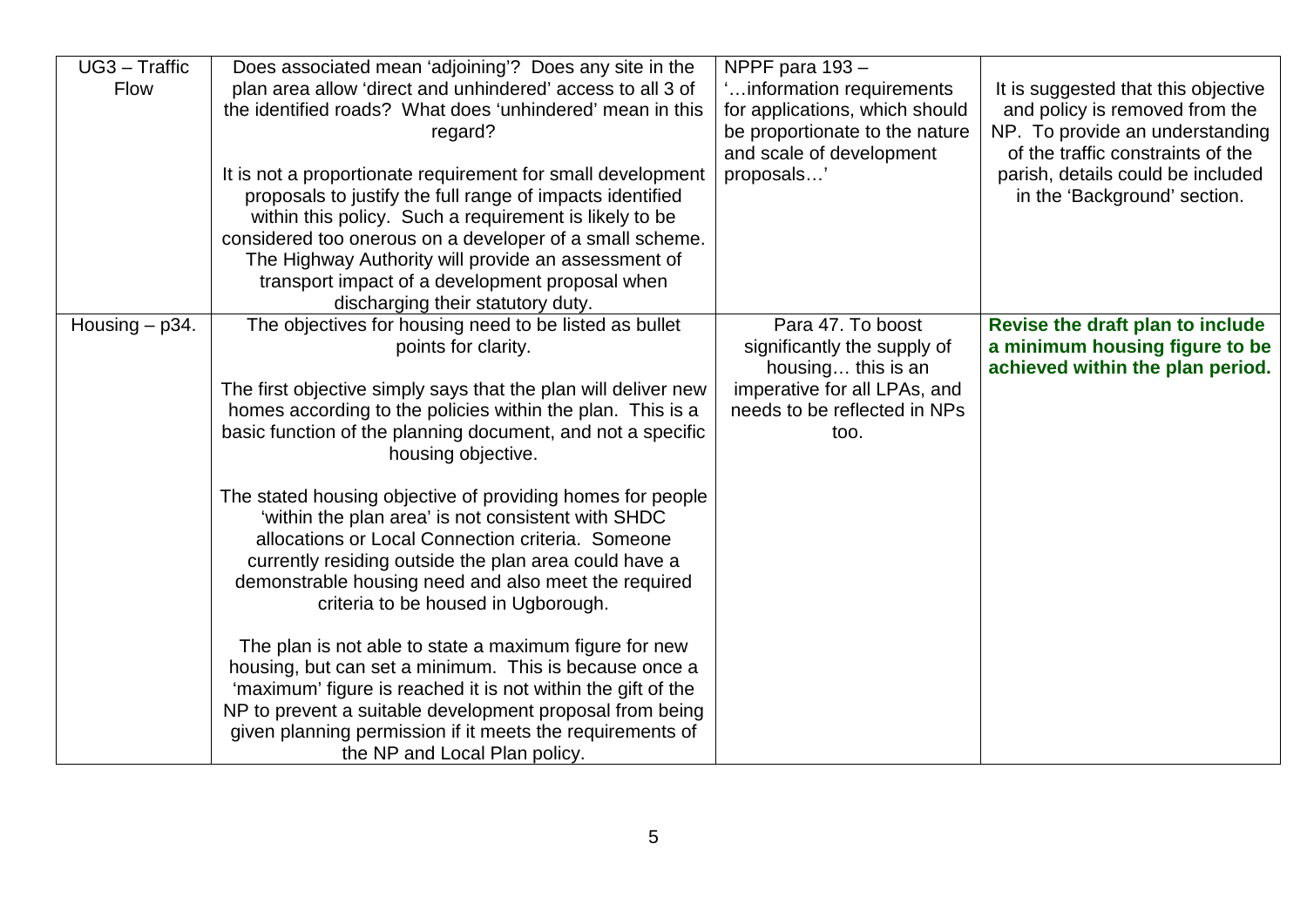| UG3 – Traffic Flow | Does associated mean 'adjoining'? Does any site in the plan area allow 'direct and unhindered' access to all 3 of the identified roads? What does 'unhindered' mean in this regard?<br><br>It is not a proportionate requirement for small development proposals to justify the full range of impacts identified within this policy. Such a requirement is likely to be considered too onerous on a developer of a small scheme. The Highway Authority will provide an assessment of transport impact of a development proposal when discharging their statutory duty. | NPPF para 193 – '…information requirements for applications, which should be proportionate to the nature and scale of development proposals…' | It is suggested that this objective and policy is removed from the NP. To provide an understanding of the traffic constraints of the parish, details could be included in the 'Background' section. |
|---|---|---|---|
| Housing – p34. | The objectives for housing need to be listed as bullet points for clarity.<br><br>The first objective simply says that the plan will deliver new homes according to the policies within the plan. This is a basic function of the planning document, and not a specific housing objective.<br><br>The stated housing objective of providing homes for people 'within the plan area' is not consistent with SHDC allocations or Local Connection criteria. Someone currently residing outside the plan area could have a demonstrable housing need and also meet the required criteria to be housed in Ugborough.<br><br>The plan is not able to state a maximum figure for new housing, but can set a minimum. This is because once a 'maximum' figure is reached it is not within the gift of the NP to prevent a suitable development proposal from being given planning permission if it meets the requirements of the NP and Local Plan policy. | Para 47. To boost significantly the supply of housing… this is an imperative for all LPAs, and needs to be reflected in NPs too. | **Revise the draft plan to include a minimum housing figure to be achieved within the plan period.** |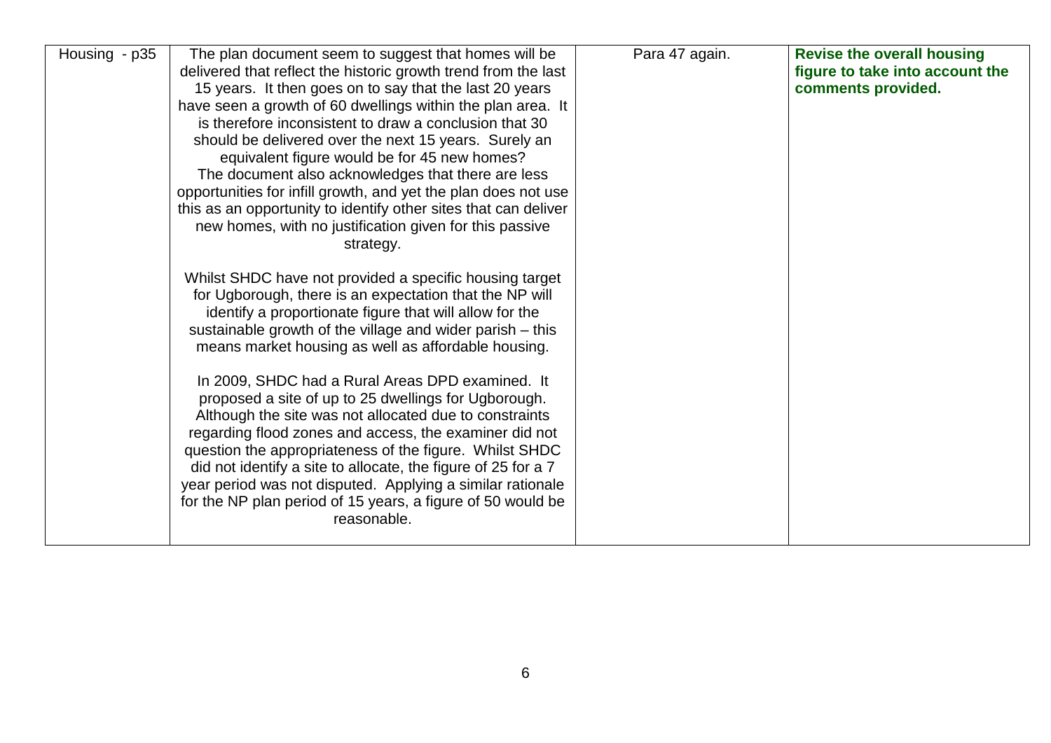| Housing - p35 | The plan document seem to suggest that homes will be delivered that reflect the historic growth trend from the last 15 years. It then goes on to say that the last 20 years have seen a growth of 60 dwellings within the plan area. It is therefore inconsistent to draw a conclusion that 30 should be delivered over the next 15 years. Surely an equivalent figure would be for 45 new homes?<br>The document also acknowledges that there are less opportunities for infill growth, and yet the plan does not use this as an opportunity to identify other sites that can deliver new homes, with no justification given for this passive strategy.<br><br>Whilst SHDC have not provided a specific housing target for Ugborough, there is an expectation that the NP will identify a proportionate figure that will allow for the sustainable growth of the village and wider parish – this means market housing as well as affordable housing.<br><br>In 2009, SHDC had a Rural Areas DPD examined. It proposed a site of up to 25 dwellings for Ugborough. Although the site was not allocated due to constraints regarding flood zones and access, the examiner did not question the appropriateness of the figure. Whilst SHDC did not identify a site to allocate, the figure of 25 for a 7 year period was not disputed. Applying a similar rationale for the NP plan period of 15 years, a figure of 50 would be reasonable. | Para 47 again. | **Revise the overall housing figure to take into account the comments provided.** |
|---|---|---|---|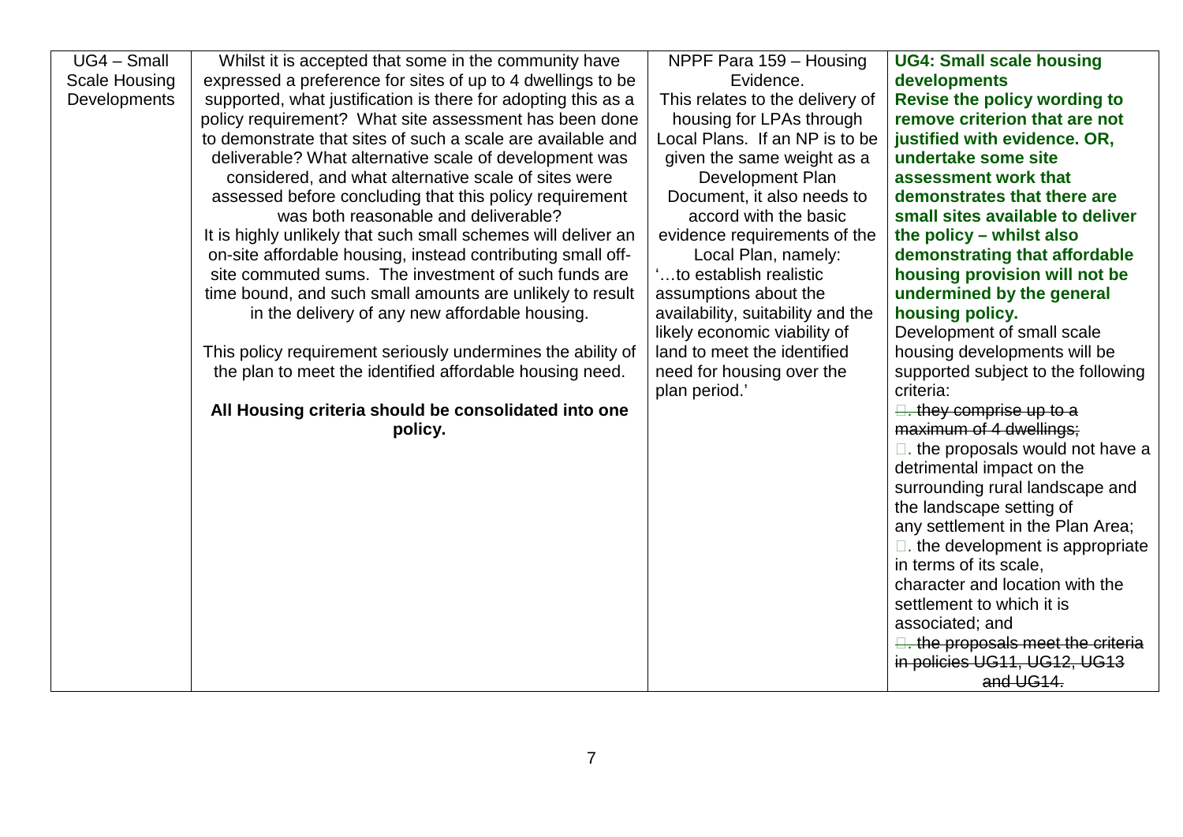| | | | |
|---|---|---|---|
| UG4 – Small Scale Housing Developments | Whilst it is accepted that some in the community have expressed a preference for sites of up to 4 dwellings to be supported, what justification is there for adopting this as a policy requirement? What site assessment has been done to demonstrate that sites of such a scale are available and deliverable? What alternative scale of development was considered, and what alternative scale of sites were assessed before concluding that this policy requirement was both reasonable and deliverable?<br>It is highly unlikely that such small schemes will deliver an on-site affordable housing, instead contributing small off-site commuted sums. The investment of such funds are time bound, and such small amounts are unlikely to result in the delivery of any new affordable housing.<br><br>This policy requirement seriously undermines the ability of the plan to meet the identified affordable housing need.<br><br>**All Housing criteria should be consolidated into one policy.** | NPPF Para 159 – Housing Evidence.<br>This relates to the delivery of housing for LPAs through Local Plans. If an NP is to be given the same weight as a Development Plan Document, it also needs to accord with the basic evidence requirements of the Local Plan, namely:<br>'…to establish realistic assumptions about the availability, suitability and the likely economic viability of land to meet the identified need for housing over the plan period.' | **UG4: Small scale housing developments**<br>**Revise the policy wording to remove criterion that are not justified with evidence. OR, undertake some site assessment work that demonstrates that there are small sites available to deliver the policy – whilst also demonstrating that affordable housing provision will not be undermined by the general housing policy.**<br>Development of small scale housing developments will be supported subject to the following criteria:<br>~~. they comprise up to a maximum of 4 dwellings;~~<br>. the proposals would not have a detrimental impact on the surrounding rural landscape and the landscape setting of any settlement in the Plan Area;<br>. the development is appropriate in terms of its scale, character and location with the settlement to which it is associated; and<br>~~. the proposals meet the criteria in policies UG11, UG12, UG13 and UG14.~~ |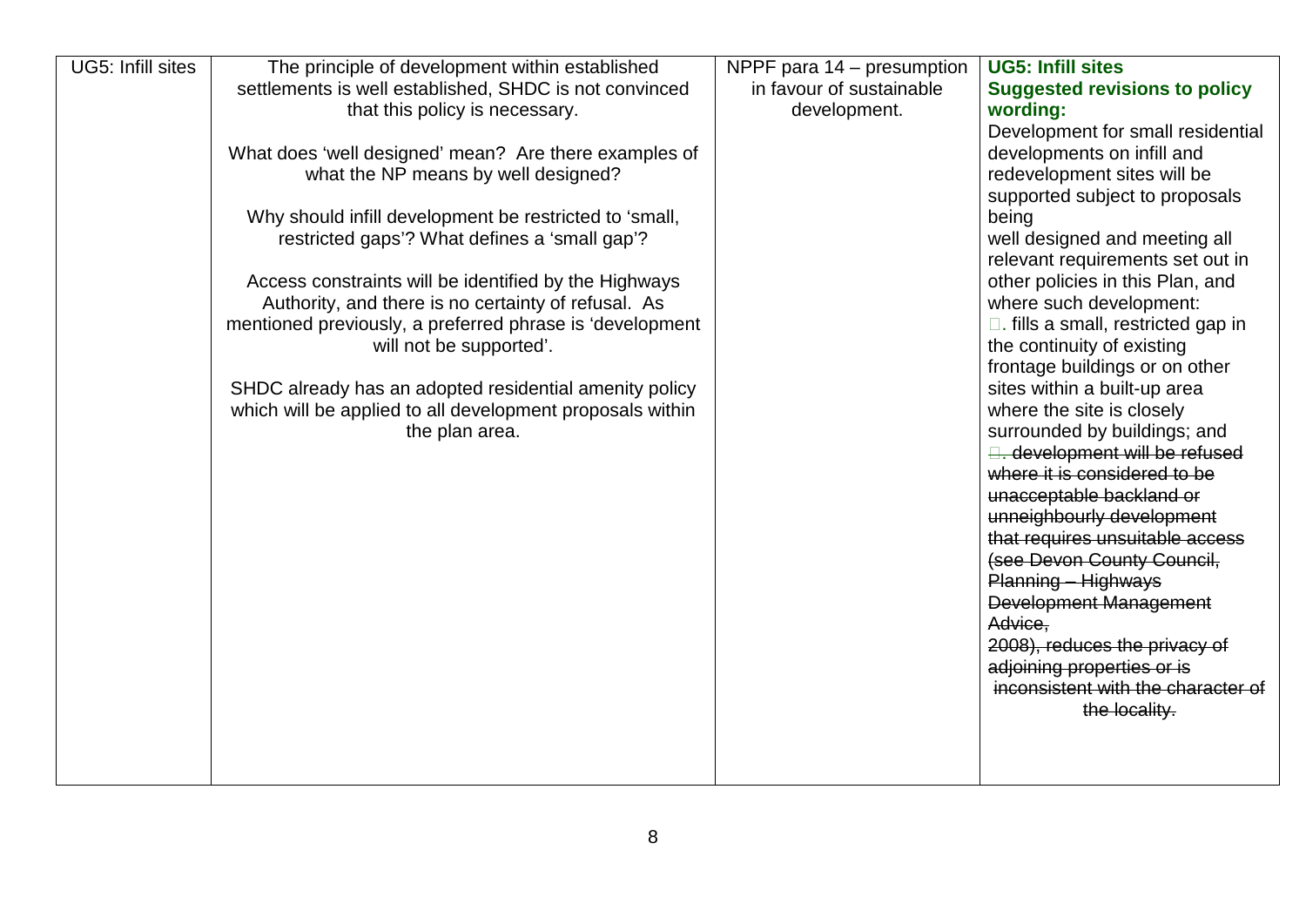| UG5: Infill sites | The principle of development within established settlements is well established, SHDC is not convinced that this policy is necessary.<br><br>What does 'well designed' mean? Are there examples of what the NP means by well designed?<br><br>Why should infill development be restricted to 'small, restricted gaps'? What defines a 'small gap'?<br><br>Access constraints will be identified by the Highways Authority, and there is no certainty of refusal. As mentioned previously, a preferred phrase is 'development will not be supported'.<br><br>SHDC already has an adopted residential amenity policy which will be applied to all development proposals within the plan area. | NPPF para 14 – presumption in favour of sustainable development. | **UG5: Infill sites**<br>**Suggested revisions to policy wording:**<br>Development for small residential developments on infill and redevelopment sites will be supported subject to proposals being well designed and meeting all relevant requirements set out in other policies in this Plan, and where such development:<br>. fills a small, restricted gap in the continuity of existing frontage buildings or on other sites within a built-up area where the site is closely surrounded by buildings; and<br>~~. development will be refused where it is considered to be unacceptable backland or unneighbourly development that requires unsuitable access (see Devon County Council, Planning – Highways Development Management Advice, 2008), reduces the privacy of adjoining properties or is inconsistent with the character of the locality.~~ |
|---|---|---|---|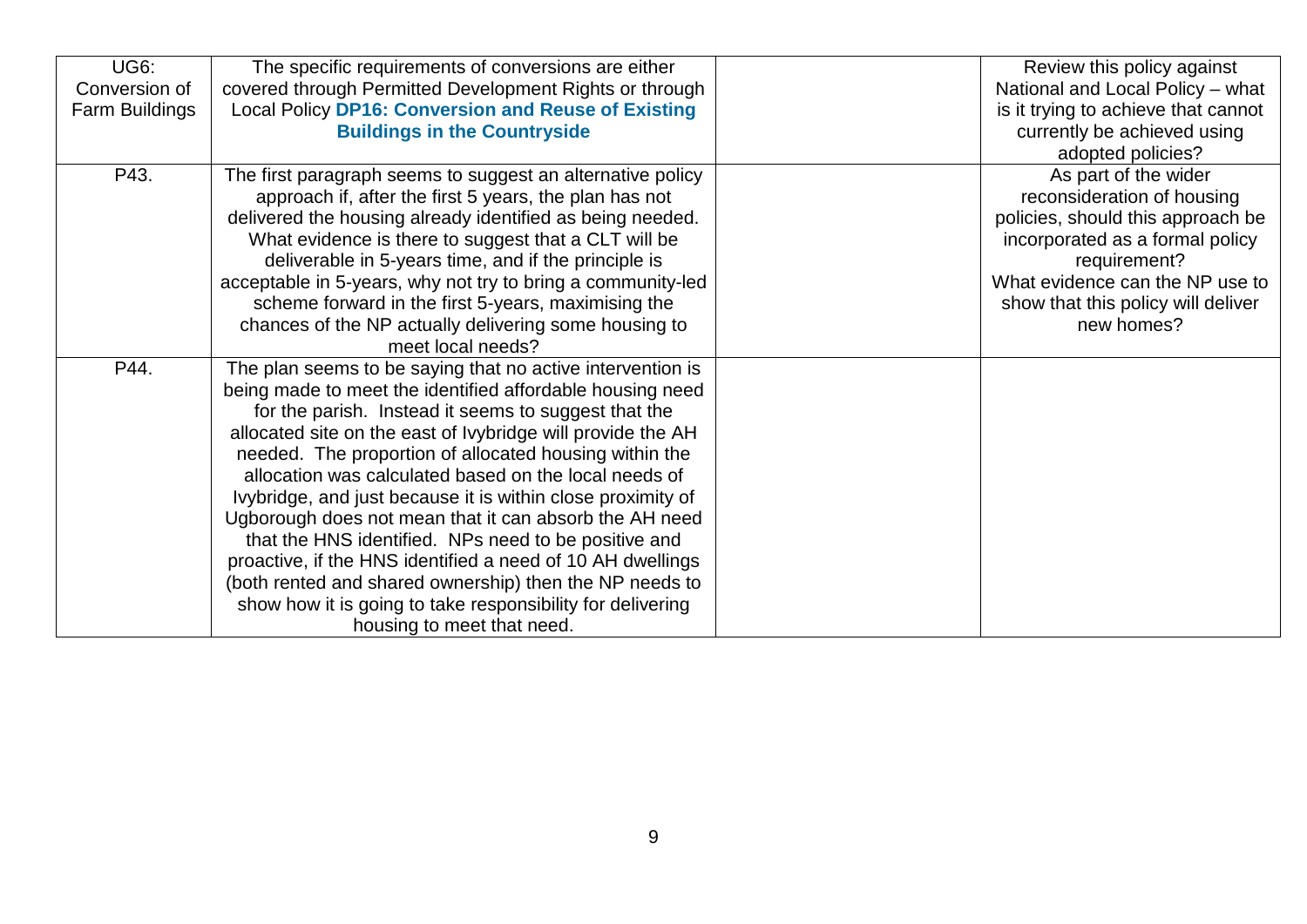| | | | |
|---|---|---|---|
| UG6: Conversion of Farm Buildings | The specific requirements of conversions are either covered through Permitted Development Rights or through Local Policy **DP16: Conversion and Reuse of Existing Buildings in the Countryside** | | Review this policy against National and Local Policy – what is it trying to achieve that cannot currently be achieved using adopted policies? |
| P43. | The first paragraph seems to suggest an alternative policy approach if, after the first 5 years, the plan has not delivered the housing already identified as being needed. What evidence is there to suggest that a CLT will be deliverable in 5-years time, and if the principle is acceptable in 5-years, why not try to bring a community-led scheme forward in the first 5-years, maximising the chances of the NP actually delivering some housing to meet local needs? | | As part of the wider reconsideration of housing policies, should this approach be incorporated as a formal policy requirement? What evidence can the NP use to show that this policy will deliver new homes? |
| P44. | The plan seems to be saying that no active intervention is being made to meet the identified affordable housing need for the parish. Instead it seems to suggest that the allocated site on the east of Ivybridge will provide the AH needed. The proportion of allocated housing within the allocation was calculated based on the local needs of Ivybridge, and just because it is within close proximity of Ugborough does not mean that it can absorb the AH need that the HNS identified. NPs need to be positive and proactive, if the HNS identified a need of 10 AH dwellings (both rented and shared ownership) then the NP needs to show how it is going to take responsibility for delivering housing to meet that need. | | |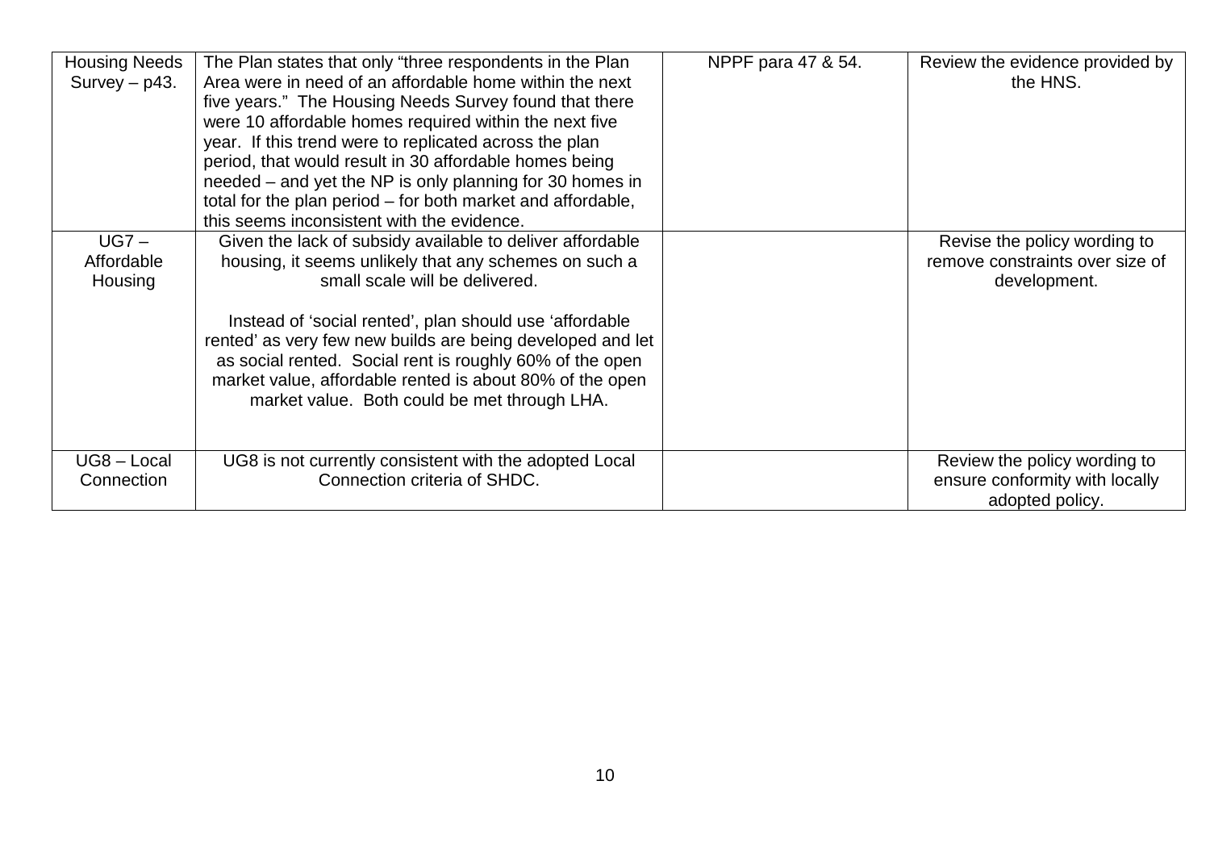| Housing Needs Survey – p43. | The Plan states that only "three respondents in the Plan Area were in need of an affordable home within the next five years." The Housing Needs Survey found that there were 10 affordable homes required within the next five year. If this trend were to replicated across the plan period, that would result in 30 affordable homes being needed – and yet the NP is only planning for 30 homes in total for the plan period – for both market and affordable, this seems inconsistent with the evidence. | NPPF para 47 & 54. | Review the evidence provided by the HNS. |
|---|---|---|---|
| UG7 – Affordable Housing | Given the lack of subsidy available to deliver affordable housing, it seems unlikely that any schemes on such a small scale will be delivered.<br><br>Instead of 'social rented', plan should use 'affordable rented' as very few new builds are being developed and let as social rented. Social rent is roughly 60% of the open market value, affordable rented is about 80% of the open market value. Both could be met through LHA. | | Revise the policy wording to remove constraints over size of development. |
| UG8 – Local Connection | UG8 is not currently consistent with the adopted Local Connection criteria of SHDC. | | Review the policy wording to ensure conformity with locally adopted policy. |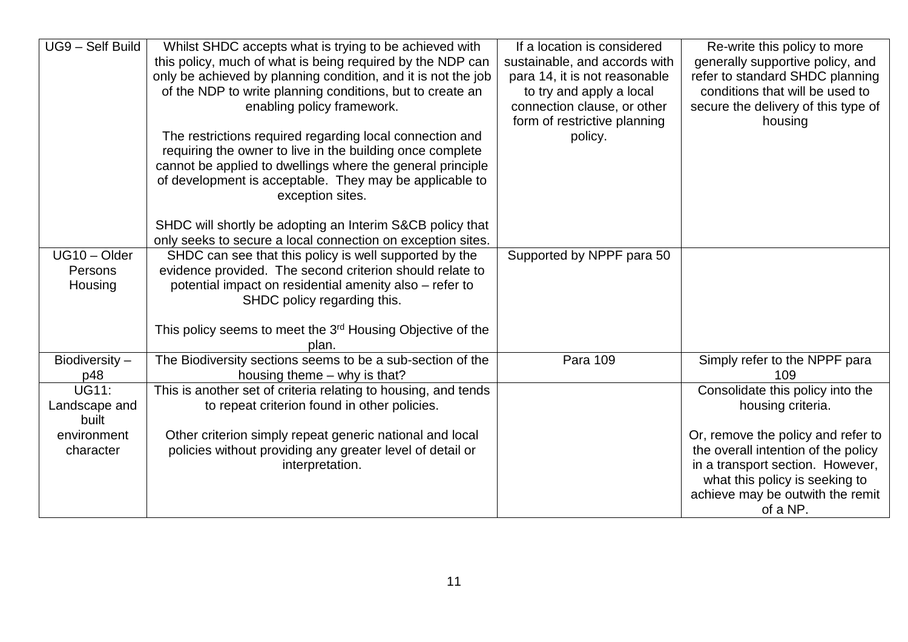| UG9 – Self Build | Whilst SHDC accepts what is trying to be achieved with this policy, much of what is being required by the NDP can only be achieved by planning condition, and it is not the job of the NDP to write planning conditions, but to create an enabling policy framework.<br><br>The restrictions required regarding local connection and requiring the owner to live in the building once complete cannot be applied to dwellings where the general principle of development is acceptable. They may be applicable to exception sites.<br><br>SHDC will shortly be adopting an Interim S&CB policy that only seeks to secure a local connection on exception sites. | If a location is considered sustainable, and accords with para 14, it is not reasonable to try and apply a local connection clause, or other form of restrictive planning policy. | Re-write this policy to more generally supportive policy, and refer to standard SHDC planning conditions that will be used to secure the delivery of this type of housing |
|---|---|---|---|
| UG10 – Older Persons Housing | SHDC can see that this policy is well supported by the evidence provided. The second criterion should relate to potential impact on residential amenity also – refer to SHDC policy regarding this.<br><br>This policy seems to meet the 3rd Housing Objective of the plan. | Supported by NPPF para 50 | |
| Biodiversity – p48 | The Biodiversity sections seems to be a sub-section of the housing theme – why is that? | Para 109 | Simply refer to the NPPF para 109 |
| UG11: Landscape and built environment character | This is another set of criteria relating to housing, and tends to repeat criterion found in other policies.<br><br>Other criterion simply repeat generic national and local policies without providing any greater level of detail or interpretation. | | Consolidate this policy into the housing criteria.<br><br>Or, remove the policy and refer to the overall intention of the policy in a transport section. However, what this policy is seeking to achieve may be outwith the remit of a NP. |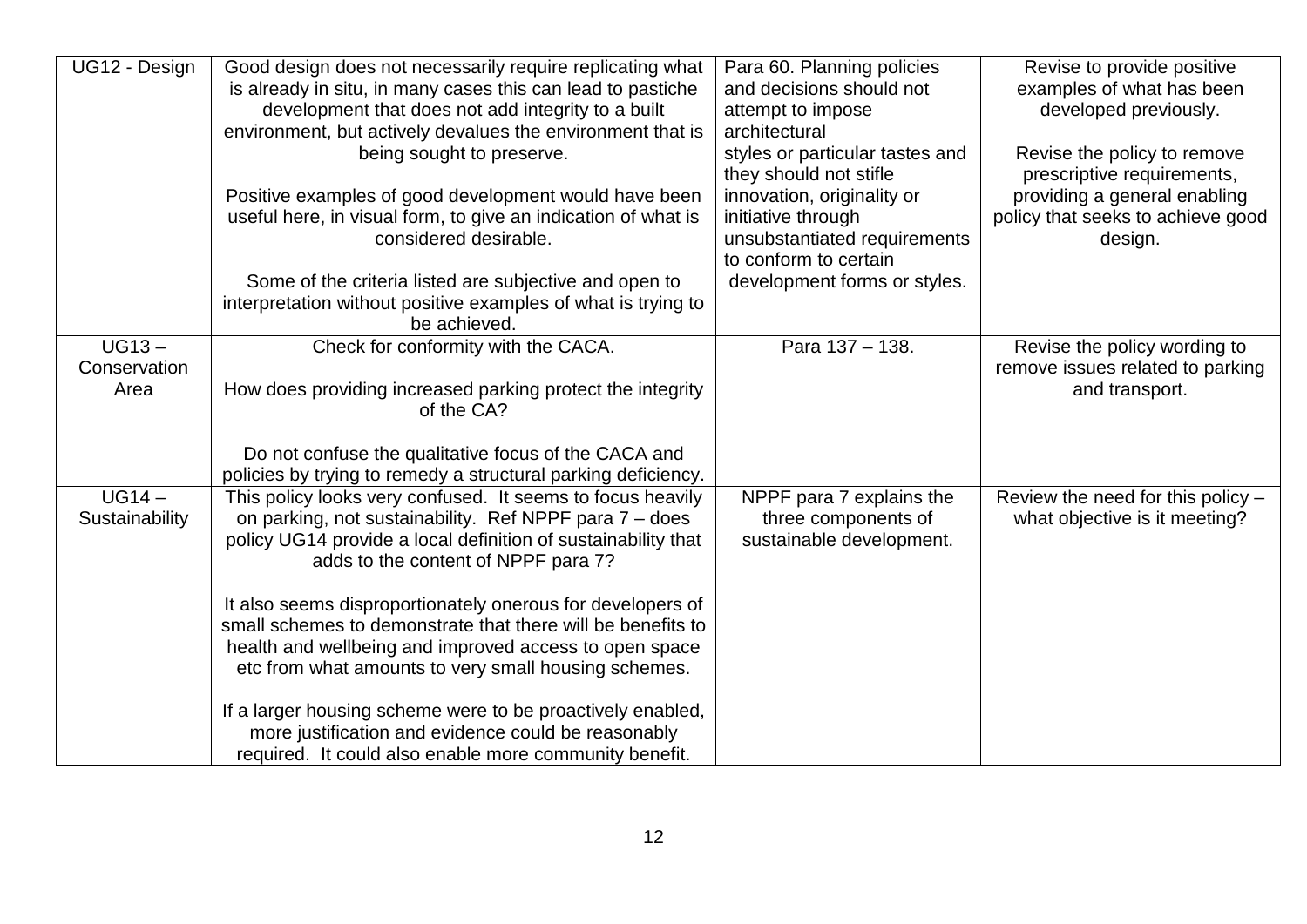| UG12 - Design | Good design does not necessarily require replicating what is already in situ, in many cases this can lead to pastiche development that does not add integrity to a built environment, but actively devalues the environment that is being sought to preserve.<br><br>Positive examples of good development would have been useful here, in visual form, to give an indication of what is considered desirable.<br><br>Some of the criteria listed are subjective and open to interpretation without positive examples of what is trying to be achieved. | Para 60. Planning policies and decisions should not attempt to impose architectural styles or particular tastes and they should not stifle innovation, originality or initiative through unsubstantiated requirements to conform to certain development forms or styles. | Revise to provide positive examples of what has been developed previously.<br><br>Revise the policy to remove prescriptive requirements, providing a general enabling policy that seeks to achieve good design. |
|---|---|---|---|
| UG13 – Conservation Area | Check for conformity with the CACA.<br><br>How does providing increased parking protect the integrity of the CA?<br><br>Do not confuse the qualitative focus of the CACA and policies by trying to remedy a structural parking deficiency. | Para 137 – 138. | Revise the policy wording to remove issues related to parking and transport. |
| UG14 – Sustainability | This policy looks very confused. It seems to focus heavily on parking, not sustainability. Ref NPPF para 7 – does policy UG14 provide a local definition of sustainability that adds to the content of NPPF para 7?<br><br>It also seems disproportionately onerous for developers of small schemes to demonstrate that there will be benefits to health and wellbeing and improved access to open space etc from what amounts to very small housing schemes.<br><br>If a larger housing scheme were to be proactively enabled, more justification and evidence could be reasonably required. It could also enable more community benefit. | NPPF para 7 explains the three components of sustainable development. | Review the need for this policy – what objective is it meeting? |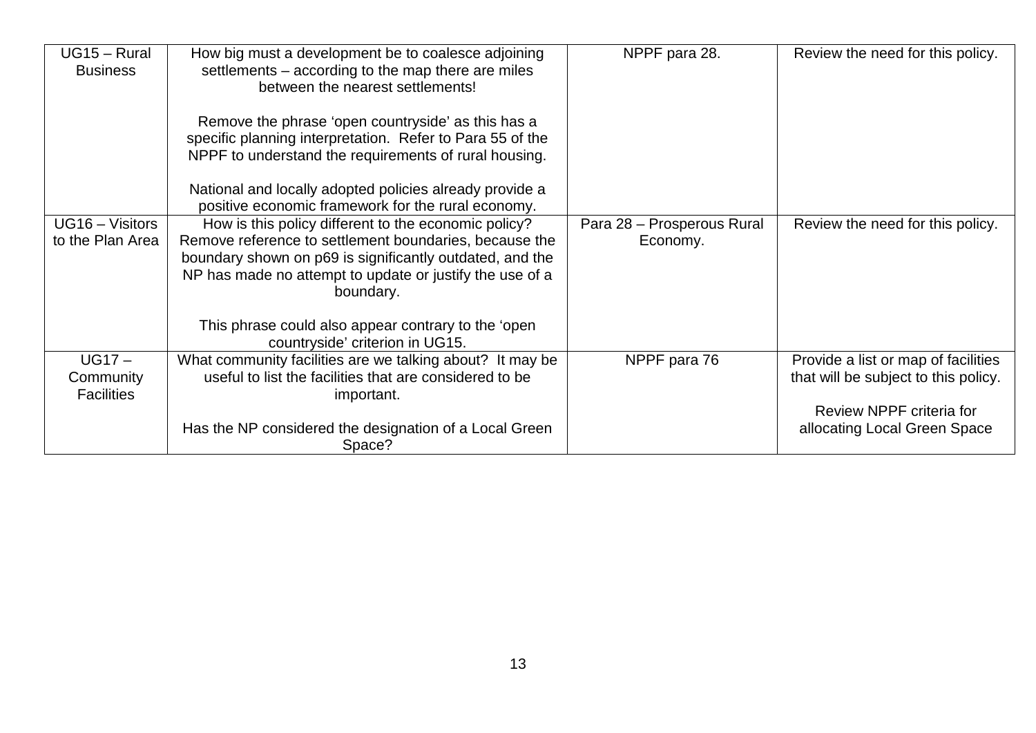| | | | |
|---|---|---|---|
| UG15 – Rural Business | How big must a development be to coalesce adjoining settlements – according to the map there are miles between the nearest settlements!<br><br>Remove the phrase 'open countryside' as this has a specific planning interpretation. Refer to Para 55 of the NPPF to understand the requirements of rural housing.<br><br>National and locally adopted policies already provide a positive economic framework for the rural economy. | NPPF para 28. | Review the need for this policy. |
| UG16 – Visitors to the Plan Area | How is this policy different to the economic policy? Remove reference to settlement boundaries, because the boundary shown on p69 is significantly outdated, and the NP has made no attempt to update or justify the use of a boundary.<br><br>This phrase could also appear contrary to the 'open countryside' criterion in UG15. | Para 28 – Prosperous Rural Economy. | Review the need for this policy. |
| UG17 – Community Facilities | What community facilities are we talking about? It may be useful to list the facilities that are considered to be important.<br><br>Has the NP considered the designation of a Local Green Space? | NPPF para 76 | Provide a list or map of facilities that will be subject to this policy.<br><br>Review NPPF criteria for allocating Local Green Space |